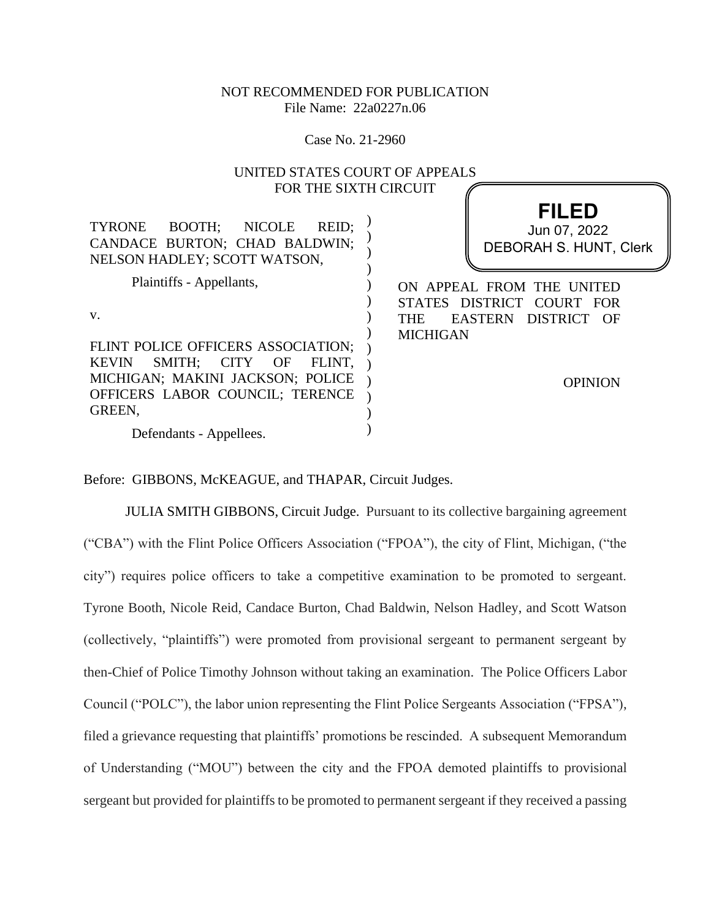NOT RECOMMENDED FOR PUBLICATION
File Name: 22a0227n.06

Case No. 21-2960

UNITED STATES COURT OF APPEALS
FOR THE SIXTH CIRCUIT

**FILED**
Jun 07, 2022
DEBORAH S. HUNT, Clerk

TYRONE BOOTH; NICOLE REID; CANDACE BURTON; CHAD BALDWIN; NELSON HADLEY; SCOTT WATSON,

Plaintiffs - Appellants,

v.

FLINT POLICE OFFICERS ASSOCIATION; KEVIN SMITH; CITY OF FLINT, MICHIGAN; MAKINI JACKSON; POLICE OFFICERS LABOR COUNCIL; TERENCE GREEN,

Defendants - Appellees.

ON APPEAL FROM THE UNITED STATES DISTRICT COURT FOR THE EASTERN DISTRICT OF MICHIGAN

OPINION

Before: GIBBONS, McKEAGUE, and THAPAR, Circuit Judges.

JULIA SMITH GIBBONS, Circuit Judge. Pursuant to its collective bargaining agreement ("CBA") with the Flint Police Officers Association ("FPOA"), the city of Flint, Michigan, ("the city") requires police officers to take a competitive examination to be promoted to sergeant. Tyrone Booth, Nicole Reid, Candace Burton, Chad Baldwin, Nelson Hadley, and Scott Watson (collectively, "plaintiffs") were promoted from provisional sergeant to permanent sergeant by then-Chief of Police Timothy Johnson without taking an examination. The Police Officers Labor Council ("POLC"), the labor union representing the Flint Police Sergeants Association ("FPSA"), filed a grievance requesting that plaintiffs' promotions be rescinded. A subsequent Memorandum of Understanding ("MOU") between the city and the FPOA demoted plaintiffs to provisional sergeant but provided for plaintiffs to be promoted to permanent sergeant if they received a passing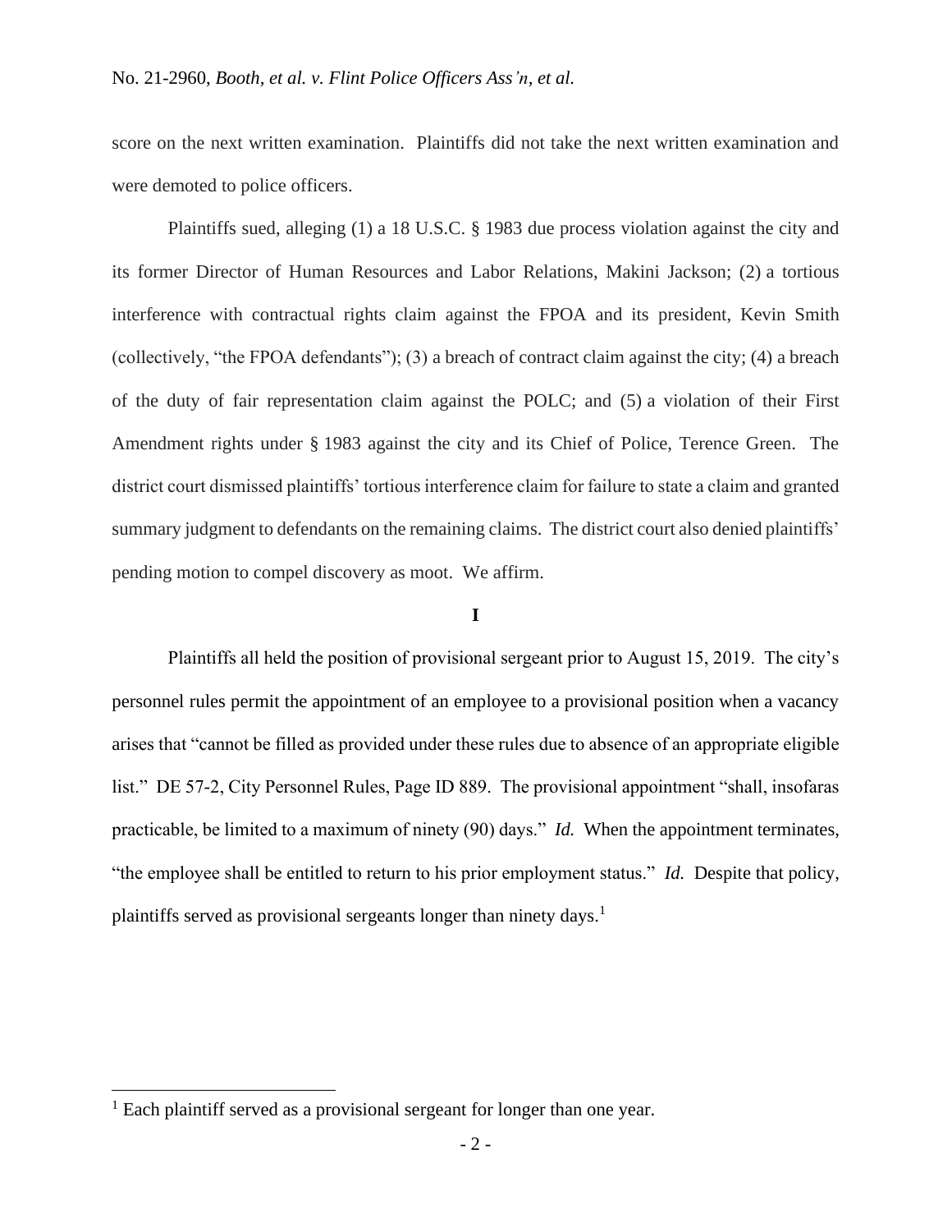score on the next written examination. Plaintiffs did not take the next written examination and were demoted to police officers.

Plaintiffs sued, alleging (1) a 18 U.S.C. § 1983 due process violation against the city and its former Director of Human Resources and Labor Relations, Makini Jackson; (2) a tortious interference with contractual rights claim against the FPOA and its president, Kevin Smith (collectively, "the FPOA defendants"); (3) a breach of contract claim against the city; (4) a breach of the duty of fair representation claim against the POLC; and (5) a violation of their First Amendment rights under § 1983 against the city and its Chief of Police, Terence Green. The district court dismissed plaintiffs' tortious interference claim for failure to state a claim and granted summary judgment to defendants on the remaining claims. The district court also denied plaintiffs' pending motion to compel discovery as moot. We affirm.

## I

Plaintiffs all held the position of provisional sergeant prior to August 15, 2019. The city's personnel rules permit the appointment of an employee to a provisional position when a vacancy arises that "cannot be filled as provided under these rules due to absence of an appropriate eligible list." DE 57-2, City Personnel Rules, Page ID 889. The provisional appointment "shall, insofaras practicable, be limited to a maximum of ninety (90) days." *Id.* When the appointment terminates, "the employee shall be entitled to return to his prior employment status." *Id.* Despite that policy, plaintiffs served as provisional sergeants longer than ninety days.[1]

---

[1] Each plaintiff served as a provisional sergeant for longer than one year.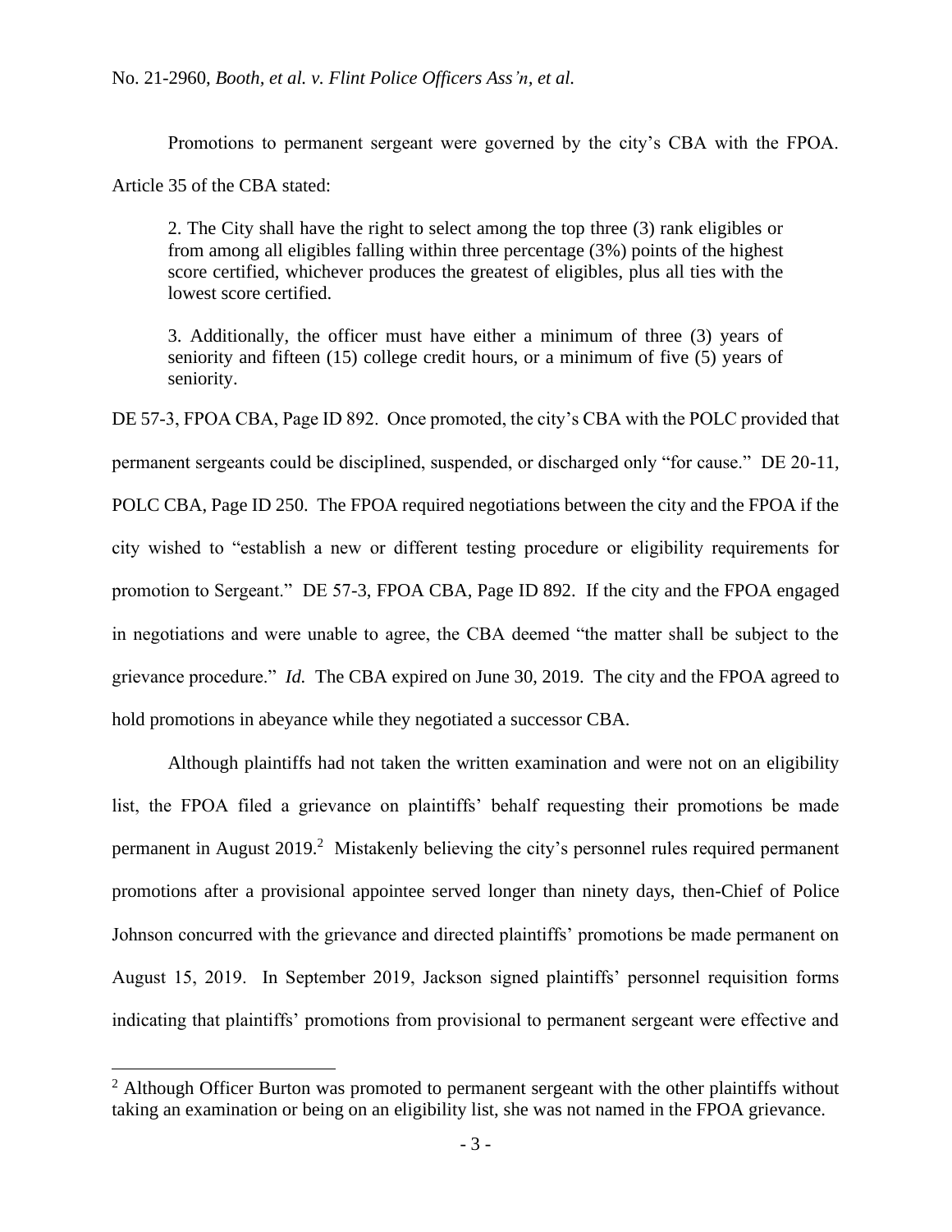Promotions to permanent sergeant were governed by the city's CBA with the FPOA. Article 35 of the CBA stated:

> 2. The City shall have the right to select among the top three (3) rank eligibles or from among all eligibles falling within three percentage (3%) points of the highest score certified, whichever produces the greatest of eligibles, plus all ties with the lowest score certified.
>
> 3. Additionally, the officer must have either a minimum of three (3) years of seniority and fifteen (15) college credit hours, or a minimum of five (5) years of seniority.

DE 57-3, FPOA CBA, Page ID 892. Once promoted, the city's CBA with the POLC provided that permanent sergeants could be disciplined, suspended, or discharged only "for cause." DE 20-11, POLC CBA, Page ID 250. The FPOA required negotiations between the city and the FPOA if the city wished to "establish a new or different testing procedure or eligibility requirements for promotion to Sergeant." DE 57-3, FPOA CBA, Page ID 892. If the city and the FPOA engaged in negotiations and were unable to agree, the CBA deemed "the matter shall be subject to the grievance procedure." *Id.* The CBA expired on June 30, 2019. The city and the FPOA agreed to hold promotions in abeyance while they negotiated a successor CBA.

Although plaintiffs had not taken the written examination and were not on an eligibility list, the FPOA filed a grievance on plaintiffs' behalf requesting their promotions be made permanent in August 2019.[2] Mistakenly believing the city's personnel rules required permanent promotions after a provisional appointee served longer than ninety days, then-Chief of Police Johnson concurred with the grievance and directed plaintiffs' promotions be made permanent on August 15, 2019. In September 2019, Jackson signed plaintiffs' personnel requisition forms indicating that plaintiffs' promotions from provisional to permanent sergeant were effective and

---

[2] Although Officer Burton was promoted to permanent sergeant with the other plaintiffs without taking an examination or being on an eligibility list, she was not named in the FPOA grievance.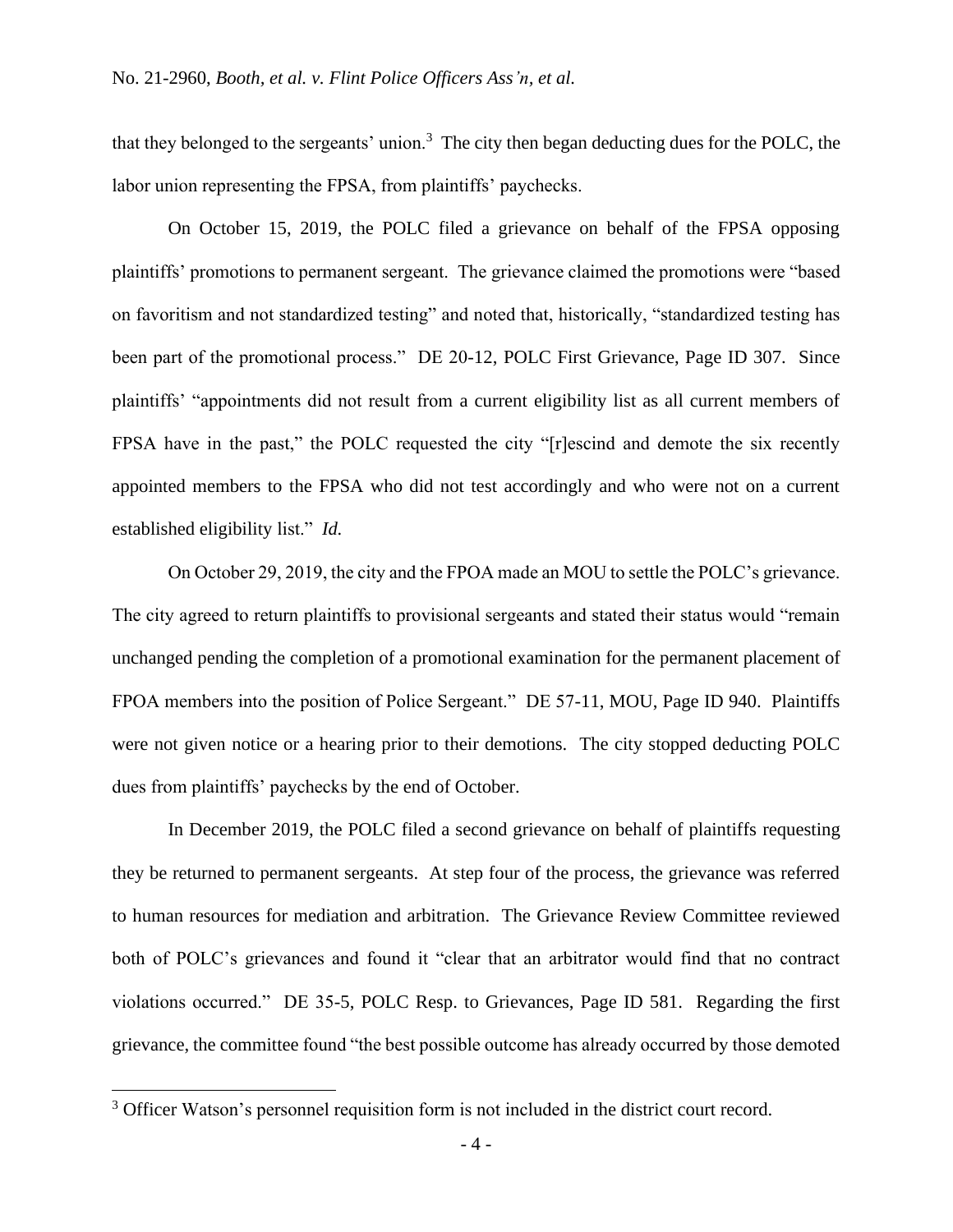that they belonged to the sergeants' union.[3] The city then began deducting dues for the POLC, the labor union representing the FPSA, from plaintiffs' paychecks.

On October 15, 2019, the POLC filed a grievance on behalf of the FPSA opposing plaintiffs' promotions to permanent sergeant. The grievance claimed the promotions were "based on favoritism and not standardized testing" and noted that, historically, "standardized testing has been part of the promotional process." DE 20-12, POLC First Grievance, Page ID 307. Since plaintiffs' "appointments did not result from a current eligibility list as all current members of FPSA have in the past," the POLC requested the city "[r]escind and demote the six recently appointed members to the FPSA who did not test accordingly and who were not on a current established eligibility list." *Id.*

On October 29, 2019, the city and the FPOA made an MOU to settle the POLC's grievance. The city agreed to return plaintiffs to provisional sergeants and stated their status would "remain unchanged pending the completion of a promotional examination for the permanent placement of FPOA members into the position of Police Sergeant." DE 57-11, MOU, Page ID 940. Plaintiffs were not given notice or a hearing prior to their demotions. The city stopped deducting POLC dues from plaintiffs' paychecks by the end of October.

In December 2019, the POLC filed a second grievance on behalf of plaintiffs requesting they be returned to permanent sergeants. At step four of the process, the grievance was referred to human resources for mediation and arbitration. The Grievance Review Committee reviewed both of POLC's grievances and found it "clear that an arbitrator would find that no contract violations occurred." DE 35-5, POLC Resp. to Grievances, Page ID 581. Regarding the first grievance, the committee found "the best possible outcome has already occurred by those demoted

---

[3] Officer Watson's personnel requisition form is not included in the district court record.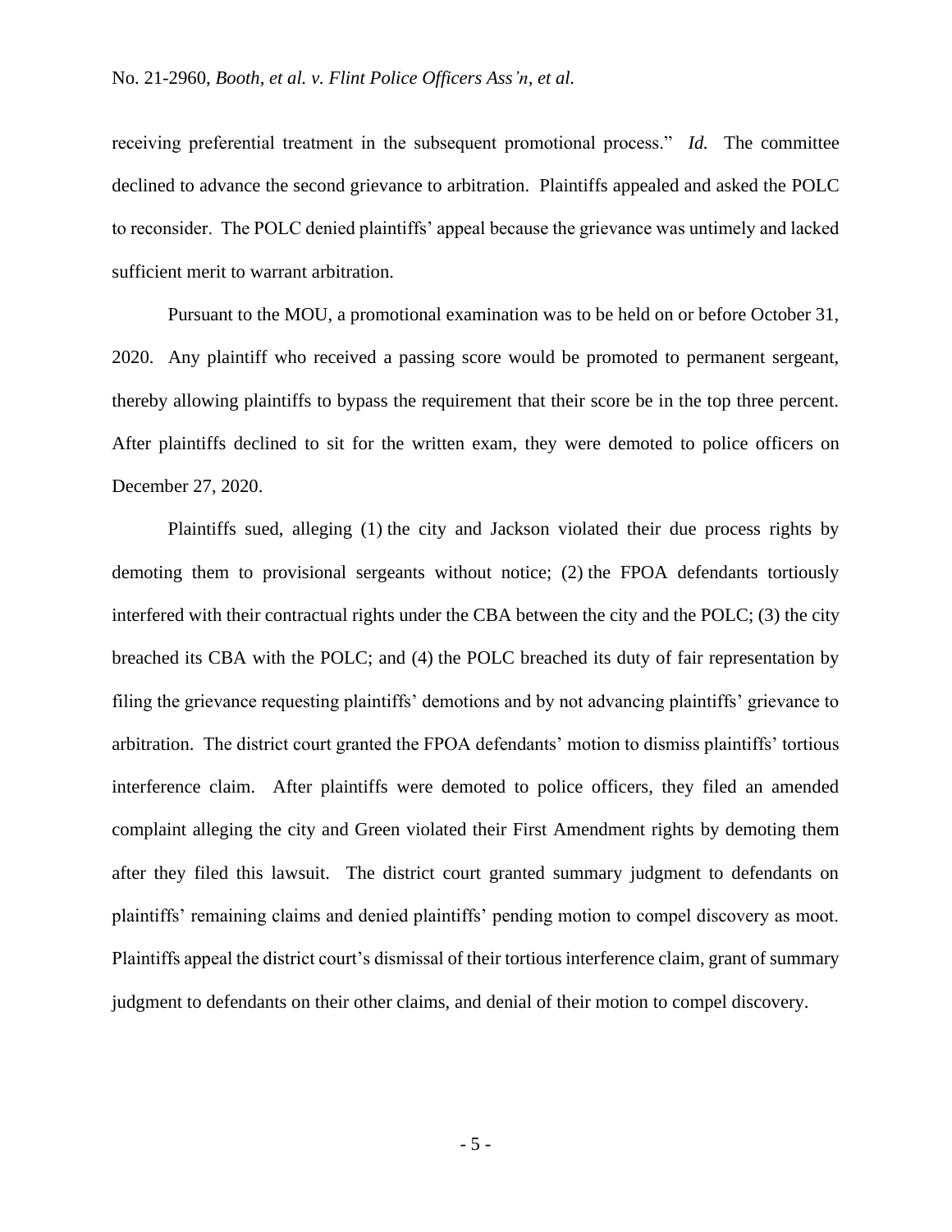receiving preferential treatment in the subsequent promotional process." *Id.* The committee declined to advance the second grievance to arbitration. Plaintiffs appealed and asked the POLC to reconsider. The POLC denied plaintiffs' appeal because the grievance was untimely and lacked sufficient merit to warrant arbitration.

Pursuant to the MOU, a promotional examination was to be held on or before October 31, 2020. Any plaintiff who received a passing score would be promoted to permanent sergeant, thereby allowing plaintiffs to bypass the requirement that their score be in the top three percent. After plaintiffs declined to sit for the written exam, they were demoted to police officers on December 27, 2020.

Plaintiffs sued, alleging (1) the city and Jackson violated their due process rights by demoting them to provisional sergeants without notice; (2) the FPOA defendants tortiously interfered with their contractual rights under the CBA between the city and the POLC; (3) the city breached its CBA with the POLC; and (4) the POLC breached its duty of fair representation by filing the grievance requesting plaintiffs' demotions and by not advancing plaintiffs' grievance to arbitration. The district court granted the FPOA defendants' motion to dismiss plaintiffs' tortious interference claim. After plaintiffs were demoted to police officers, they filed an amended complaint alleging the city and Green violated their First Amendment rights by demoting them after they filed this lawsuit. The district court granted summary judgment to defendants on plaintiffs' remaining claims and denied plaintiffs' pending motion to compel discovery as moot. Plaintiffs appeal the district court's dismissal of their tortious interference claim, grant of summary judgment to defendants on their other claims, and denial of their motion to compel discovery.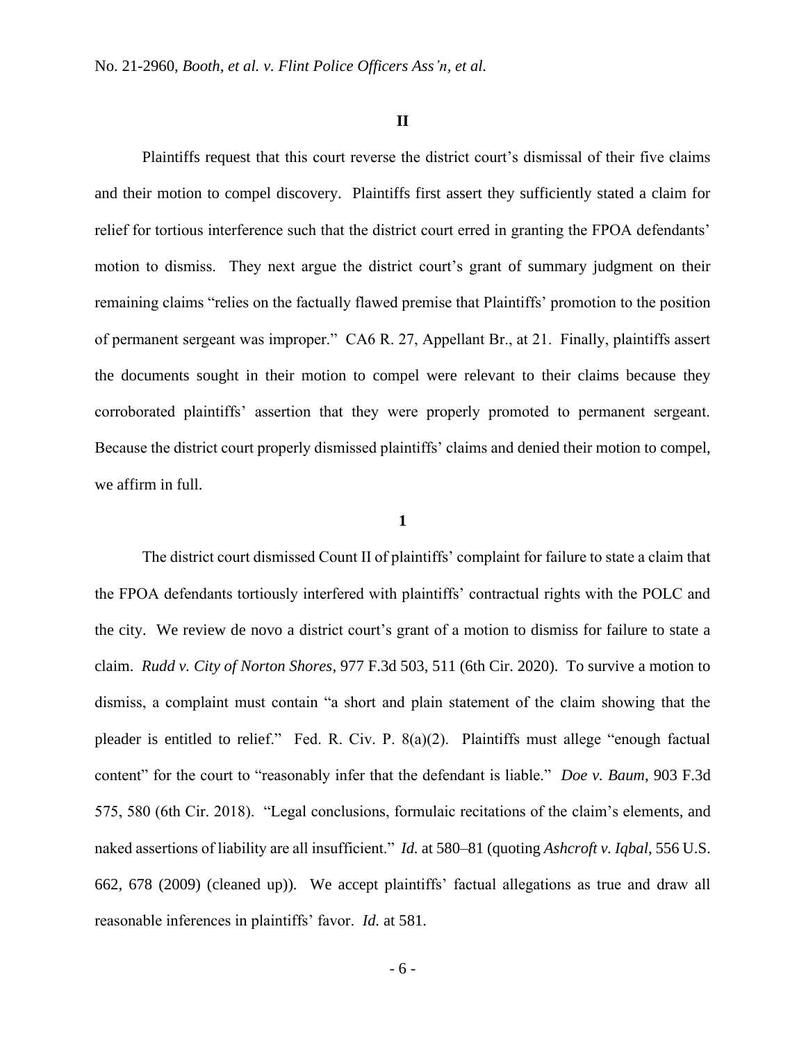## II

Plaintiffs request that this court reverse the district court's dismissal of their five claims and their motion to compel discovery. Plaintiffs first assert they sufficiently stated a claim for relief for tortious interference such that the district court erred in granting the FPOA defendants' motion to dismiss. They next argue the district court's grant of summary judgment on their remaining claims "relies on the factually flawed premise that Plaintiffs' promotion to the position of permanent sergeant was improper." CA6 R. 27, Appellant Br., at 21. Finally, plaintiffs assert the documents sought in their motion to compel were relevant to their claims because they corroborated plaintiffs' assertion that they were properly promoted to permanent sergeant. Because the district court properly dismissed plaintiffs' claims and denied their motion to compel, we affirm in full.

### 1

The district court dismissed Count II of plaintiffs' complaint for failure to state a claim that the FPOA defendants tortiously interfered with plaintiffs' contractual rights with the POLC and the city. We review de novo a district court's grant of a motion to dismiss for failure to state a claim. *Rudd v. City of Norton Shores*, 977 F.3d 503, 511 (6th Cir. 2020). To survive a motion to dismiss, a complaint must contain "a short and plain statement of the claim showing that the pleader is entitled to relief." Fed. R. Civ. P. 8(a)(2). Plaintiffs must allege "enough factual content" for the court to "reasonably infer that the defendant is liable." *Doe v. Baum*, 903 F.3d 575, 580 (6th Cir. 2018). "Legal conclusions, formulaic recitations of the claim's elements, and naked assertions of liability are all insufficient." *Id.* at 580–81 (quoting *Ashcroft v. Iqbal*, 556 U.S. 662, 678 (2009) (cleaned up)). We accept plaintiffs' factual allegations as true and draw all reasonable inferences in plaintiffs' favor. *Id.* at 581.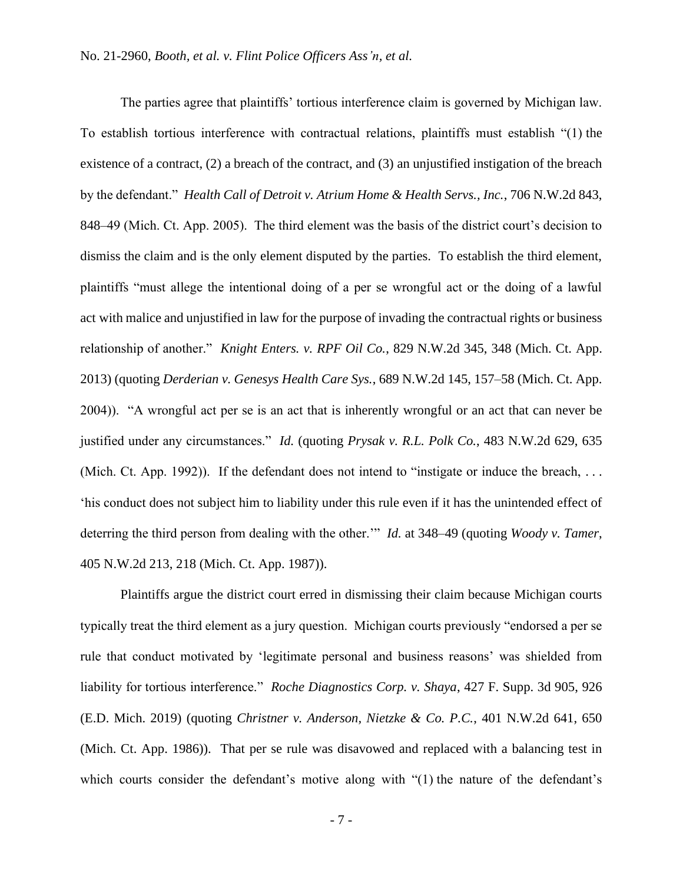The parties agree that plaintiffs' tortious interference claim is governed by Michigan law. To establish tortious interference with contractual relations, plaintiffs must establish "(1) the existence of a contract, (2) a breach of the contract, and (3) an unjustified instigation of the breach by the defendant." *Health Call of Detroit v. Atrium Home & Health Servs., Inc.*, 706 N.W.2d 843, 848–49 (Mich. Ct. App. 2005). The third element was the basis of the district court's decision to dismiss the claim and is the only element disputed by the parties. To establish the third element, plaintiffs "must allege the intentional doing of a per se wrongful act or the doing of a lawful act with malice and unjustified in law for the purpose of invading the contractual rights or business relationship of another." *Knight Enters. v. RPF Oil Co.*, 829 N.W.2d 345, 348 (Mich. Ct. App. 2013) (quoting *Derderian v. Genesys Health Care Sys.*, 689 N.W.2d 145, 157–58 (Mich. Ct. App. 2004)). "A wrongful act per se is an act that is inherently wrongful or an act that can never be justified under any circumstances." *Id.* (quoting *Prysak v. R.L. Polk Co.*, 483 N.W.2d 629, 635 (Mich. Ct. App. 1992)). If the defendant does not intend to "instigate or induce the breach, . . . 'his conduct does not subject him to liability under this rule even if it has the unintended effect of deterring the third person from dealing with the other.'" *Id.* at 348–49 (quoting *Woody v. Tamer*, 405 N.W.2d 213, 218 (Mich. Ct. App. 1987)).

Plaintiffs argue the district court erred in dismissing their claim because Michigan courts typically treat the third element as a jury question. Michigan courts previously "endorsed a per se rule that conduct motivated by 'legitimate personal and business reasons' was shielded from liability for tortious interference." *Roche Diagnostics Corp. v. Shaya*, 427 F. Supp. 3d 905, 926 (E.D. Mich. 2019) (quoting *Christner v. Anderson, Nietzke & Co. P.C.*, 401 N.W.2d 641, 650 (Mich. Ct. App. 1986)). That per se rule was disavowed and replaced with a balancing test in which courts consider the defendant's motive along with "(1) the nature of the defendant's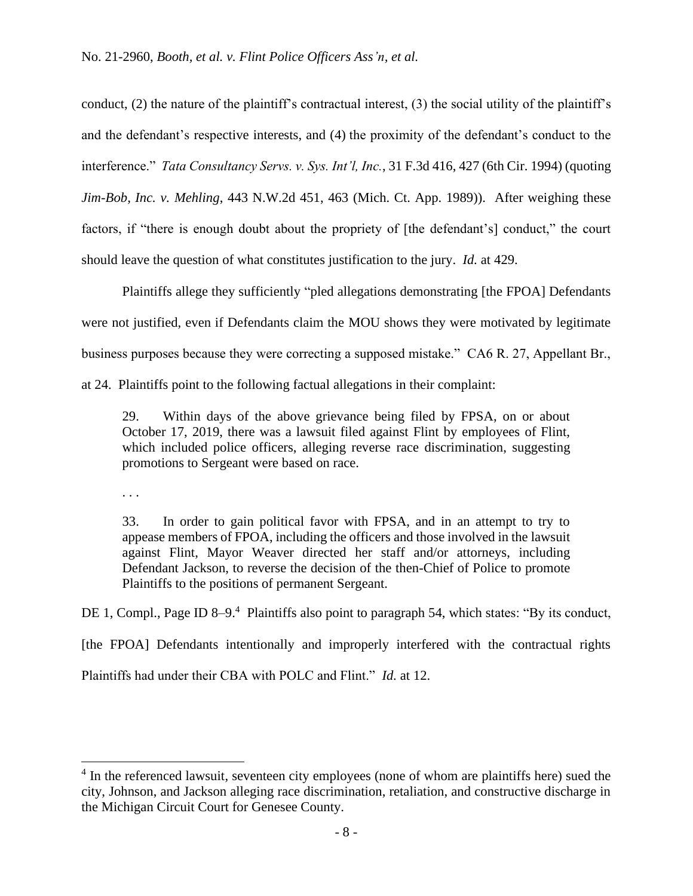conduct, (2) the nature of the plaintiff's contractual interest, (3) the social utility of the plaintiff's and the defendant's respective interests, and (4) the proximity of the defendant's conduct to the interference." *Tata Consultancy Servs. v. Sys. Int'l, Inc.*, 31 F.3d 416, 427 (6th Cir. 1994) (quoting *Jim-Bob, Inc. v. Mehling*, 443 N.W.2d 451, 463 (Mich. Ct. App. 1989)). After weighing these factors, if "there is enough doubt about the propriety of [the defendant's] conduct," the court should leave the question of what constitutes justification to the jury. *Id.* at 429.

Plaintiffs allege they sufficiently "pled allegations demonstrating [the FPOA] Defendants were not justified, even if Defendants claim the MOU shows they were motivated by legitimate business purposes because they were correcting a supposed mistake." CA6 R. 27, Appellant Br., at 24. Plaintiffs point to the following factual allegations in their complaint:

> 29. Within days of the above grievance being filed by FPSA, on or about October 17, 2019, there was a lawsuit filed against Flint by employees of Flint, which included police officers, alleging reverse race discrimination, suggesting promotions to Sergeant were based on race.
>
> . . .
>
> 33. In order to gain political favor with FPSA, and in an attempt to try to appease members of FPOA, including the officers and those involved in the lawsuit against Flint, Mayor Weaver directed her staff and/or attorneys, including Defendant Jackson, to reverse the decision of the then-Chief of Police to promote Plaintiffs to the positions of permanent Sergeant.

DE 1, Compl., Page ID 8–9.[4] Plaintiffs also point to paragraph 54, which states: "By its conduct, [the FPOA] Defendants intentionally and improperly interfered with the contractual rights Plaintiffs had under their CBA with POLC and Flint." *Id.* at 12.

---

[4] In the referenced lawsuit, seventeen city employees (none of whom are plaintiffs here) sued the city, Johnson, and Jackson alleging race discrimination, retaliation, and constructive discharge in the Michigan Circuit Court for Genesee County.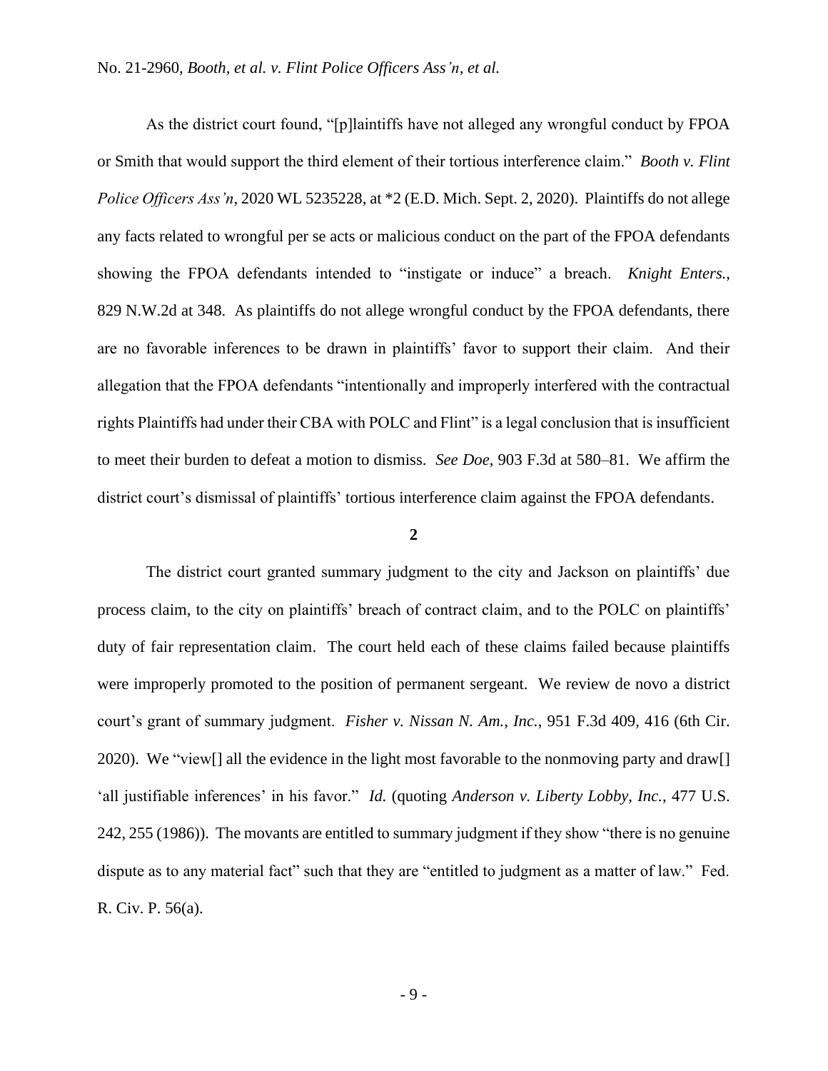As the district court found, "[p]laintiffs have not alleged any wrongful conduct by FPOA or Smith that would support the third element of their tortious interference claim." *Booth v. Flint Police Officers Ass'n*, 2020 WL 5235228, at *2 (E.D. Mich. Sept. 2, 2020). Plaintiffs do not allege any facts related to wrongful per se acts or malicious conduct on the part of the FPOA defendants showing the FPOA defendants intended to "instigate or induce" a breach. *Knight Enters.*, 829 N.W.2d at 348. As plaintiffs do not allege wrongful conduct by the FPOA defendants, there are no favorable inferences to be drawn in plaintiffs' favor to support their claim. And their allegation that the FPOA defendants "intentionally and improperly interfered with the contractual rights Plaintiffs had under their CBA with POLC and Flint" is a legal conclusion that is insufficient to meet their burden to defeat a motion to dismiss. *See Doe*, 903 F.3d at 580–81. We affirm the district court's dismissal of plaintiffs' tortious interference claim against the FPOA defendants.

**2**

The district court granted summary judgment to the city and Jackson on plaintiffs' due process claim, to the city on plaintiffs' breach of contract claim, and to the POLC on plaintiffs' duty of fair representation claim. The court held each of these claims failed because plaintiffs were improperly promoted to the position of permanent sergeant. We review de novo a district court's grant of summary judgment. *Fisher v. Nissan N. Am., Inc.*, 951 F.3d 409, 416 (6th Cir. 2020). We "view[] all the evidence in the light most favorable to the nonmoving party and draw[] 'all justifiable inferences' in his favor." *Id.* (quoting *Anderson v. Liberty Lobby, Inc.*, 477 U.S. 242, 255 (1986)). The movants are entitled to summary judgment if they show "there is no genuine dispute as to any material fact" such that they are "entitled to judgment as a matter of law." Fed. R. Civ. P. 56(a).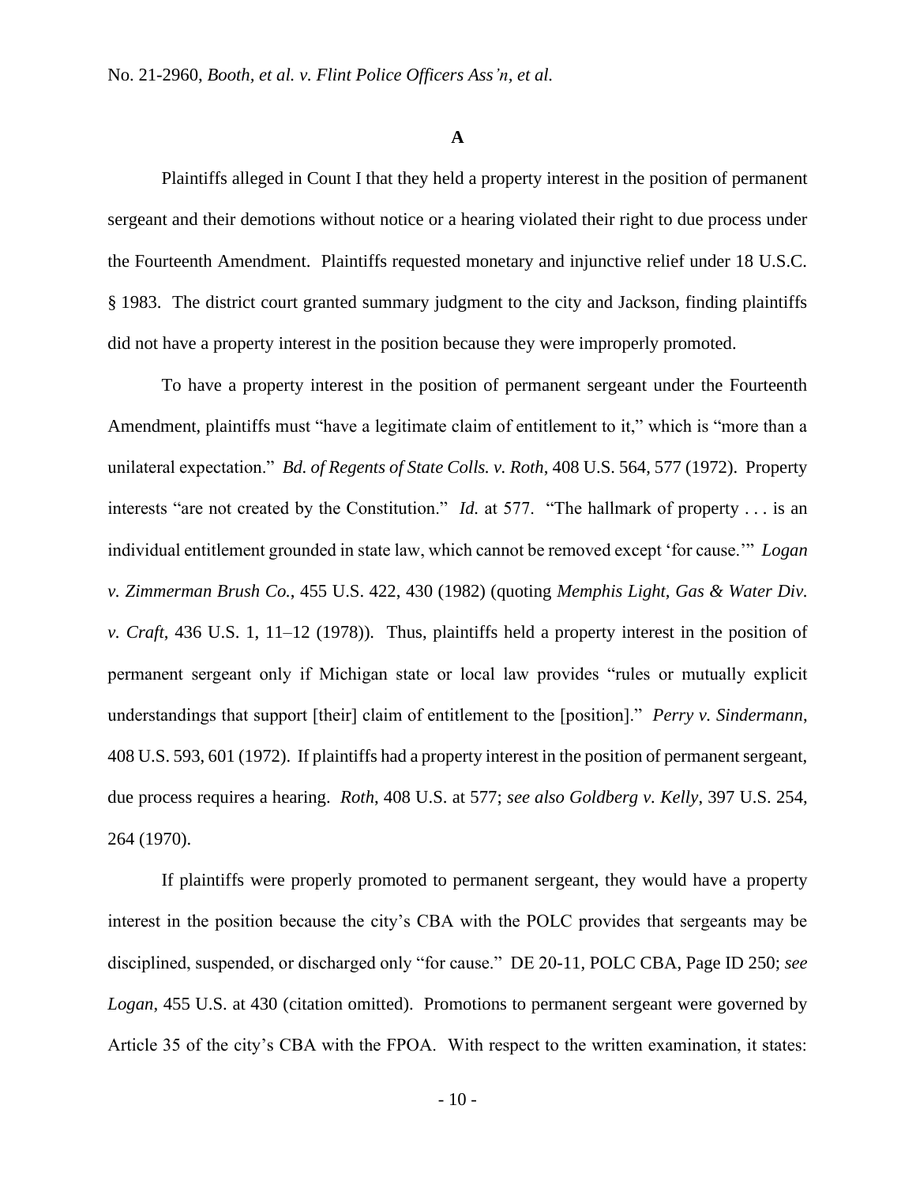### A

Plaintiffs alleged in Count I that they held a property interest in the position of permanent sergeant and their demotions without notice or a hearing violated their right to due process under the Fourteenth Amendment. Plaintiffs requested monetary and injunctive relief under 18 U.S.C. § 1983. The district court granted summary judgment to the city and Jackson, finding plaintiffs did not have a property interest in the position because they were improperly promoted.

To have a property interest in the position of permanent sergeant under the Fourteenth Amendment, plaintiffs must "have a legitimate claim of entitlement to it," which is "more than a unilateral expectation." *Bd. of Regents of State Colls. v. Roth*, 408 U.S. 564, 577 (1972). Property interests "are not created by the Constitution." *Id.* at 577. "The hallmark of property . . . is an individual entitlement grounded in state law, which cannot be removed except 'for cause.'" *Logan v. Zimmerman Brush Co.*, 455 U.S. 422, 430 (1982) (quoting *Memphis Light, Gas & Water Div. v. Craft*, 436 U.S. 1, 11–12 (1978)). Thus, plaintiffs held a property interest in the position of permanent sergeant only if Michigan state or local law provides "rules or mutually explicit understandings that support [their] claim of entitlement to the [position]." *Perry v. Sindermann*, 408 U.S. 593, 601 (1972). If plaintiffs had a property interest in the position of permanent sergeant, due process requires a hearing. *Roth*, 408 U.S. at 577; *see also Goldberg v. Kelly*, 397 U.S. 254, 264 (1970).

If plaintiffs were properly promoted to permanent sergeant, they would have a property interest in the position because the city's CBA with the POLC provides that sergeants may be disciplined, suspended, or discharged only "for cause." DE 20-11, POLC CBA, Page ID 250; *see Logan*, 455 U.S. at 430 (citation omitted). Promotions to permanent sergeant were governed by Article 35 of the city's CBA with the FPOA. With respect to the written examination, it states: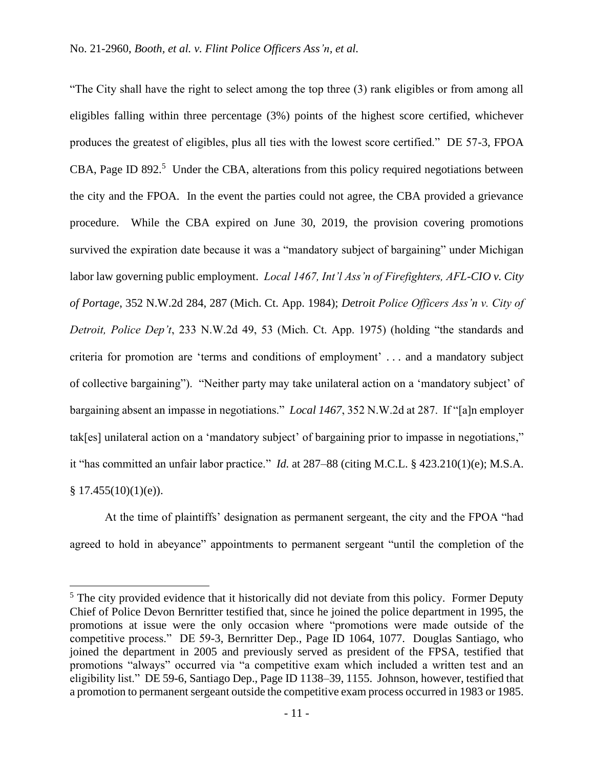"The City shall have the right to select among the top three (3) rank eligibles or from among all eligibles falling within three percentage (3%) points of the highest score certified, whichever produces the greatest of eligibles, plus all ties with the lowest score certified." DE 57-3, FPOA CBA, Page ID 892.[5] Under the CBA, alterations from this policy required negotiations between the city and the FPOA. In the event the parties could not agree, the CBA provided a grievance procedure. While the CBA expired on June 30, 2019, the provision covering promotions survived the expiration date because it was a "mandatory subject of bargaining" under Michigan labor law governing public employment. *Local 1467, Int'l Ass'n of Firefighters, AFL-CIO v. City of Portage*, 352 N.W.2d 284, 287 (Mich. Ct. App. 1984); *Detroit Police Officers Ass'n v. City of Detroit, Police Dep't*, 233 N.W.2d 49, 53 (Mich. Ct. App. 1975) (holding "the standards and criteria for promotion are 'terms and conditions of employment' . . . and a mandatory subject of collective bargaining"). "Neither party may take unilateral action on a 'mandatory subject' of bargaining absent an impasse in negotiations." *Local 1467*, 352 N.W.2d at 287. If "[a]n employer tak[es] unilateral action on a 'mandatory subject' of bargaining prior to impasse in negotiations," it "has committed an unfair labor practice." *Id.* at 287–88 (citing M.C.L. § 423.210(1)(e); M.S.A. § 17.455(10)(1)(e)).

At the time of plaintiffs' designation as permanent sergeant, the city and the FPOA "had agreed to hold in abeyance" appointments to permanent sergeant "until the completion of the

[5] The city provided evidence that it historically did not deviate from this policy. Former Deputy Chief of Police Devon Bernritter testified that, since he joined the police department in 1995, the promotions at issue were the only occasion where "promotions were made outside of the competitive process." DE 59-3, Bernritter Dep., Page ID 1064, 1077. Douglas Santiago, who joined the department in 2005 and previously served as president of the FPSA, testified that promotions "always" occurred via "a competitive exam which included a written test and an eligibility list." DE 59-6, Santiago Dep., Page ID 1138–39, 1155. Johnson, however, testified that a promotion to permanent sergeant outside the competitive exam process occurred in 1983 or 1985.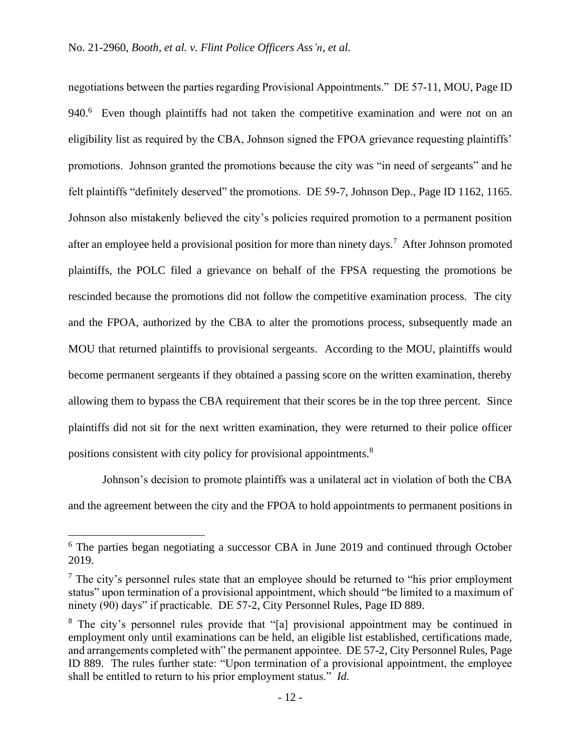negotiations between the parties regarding Provisional Appointments." DE 57-11, MOU, Page ID 940.[6] Even though plaintiffs had not taken the competitive examination and were not on an eligibility list as required by the CBA, Johnson signed the FPOA grievance requesting plaintiffs' promotions. Johnson granted the promotions because the city was "in need of sergeants" and he felt plaintiffs "definitely deserved" the promotions. DE 59-7, Johnson Dep., Page ID 1162, 1165. Johnson also mistakenly believed the city's policies required promotion to a permanent position after an employee held a provisional position for more than ninety days.[7] After Johnson promoted plaintiffs, the POLC filed a grievance on behalf of the FPSA requesting the promotions be rescinded because the promotions did not follow the competitive examination process. The city and the FPOA, authorized by the CBA to alter the promotions process, subsequently made an MOU that returned plaintiffs to provisional sergeants. According to the MOU, plaintiffs would become permanent sergeants if they obtained a passing score on the written examination, thereby allowing them to bypass the CBA requirement that their scores be in the top three percent. Since plaintiffs did not sit for the next written examination, they were returned to their police officer positions consistent with city policy for provisional appointments.[8]

Johnson's decision to promote plaintiffs was a unilateral act in violation of both the CBA and the agreement between the city and the FPOA to hold appointments to permanent positions in

---

[6] The parties began negotiating a successor CBA in June 2019 and continued through October 2019.

[7] The city's personnel rules state that an employee should be returned to "his prior employment status" upon termination of a provisional appointment, which should "be limited to a maximum of ninety (90) days" if practicable. DE 57-2, City Personnel Rules, Page ID 889.

[8] The city's personnel rules provide that "[a] provisional appointment may be continued in employment only until examinations can be held, an eligible list established, certifications made, and arrangements completed with" the permanent appointee. DE 57-2, City Personnel Rules, Page ID 889. The rules further state: "Upon termination of a provisional appointment, the employee shall be entitled to return to his prior employment status." *Id.*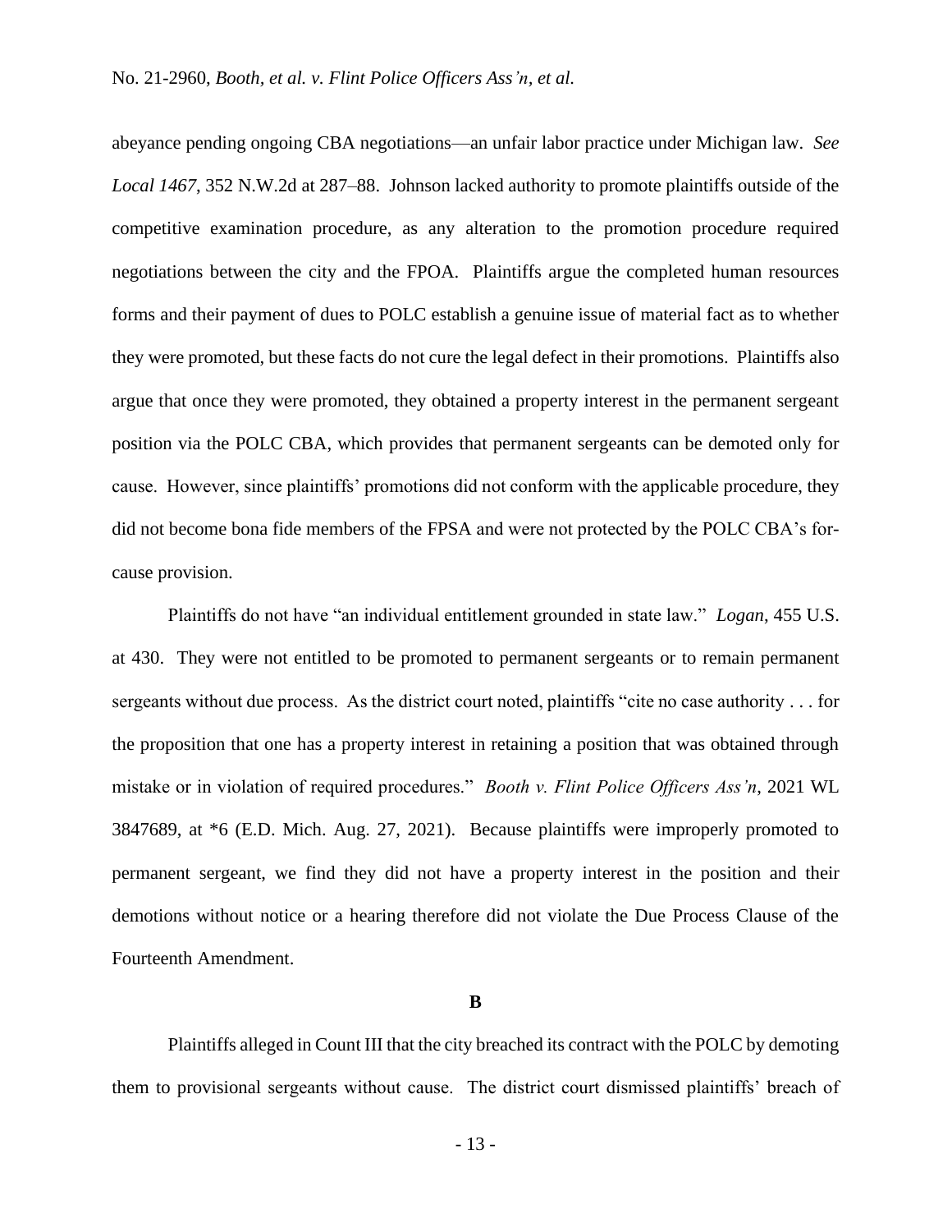abeyance pending ongoing CBA negotiations—an unfair labor practice under Michigan law. *See Local 1467*, 352 N.W.2d at 287–88. Johnson lacked authority to promote plaintiffs outside of the competitive examination procedure, as any alteration to the promotion procedure required negotiations between the city and the FPOA. Plaintiffs argue the completed human resources forms and their payment of dues to POLC establish a genuine issue of material fact as to whether they were promoted, but these facts do not cure the legal defect in their promotions. Plaintiffs also argue that once they were promoted, they obtained a property interest in the permanent sergeant position via the POLC CBA, which provides that permanent sergeants can be demoted only for cause. However, since plaintiffs' promotions did not conform with the applicable procedure, they did not become bona fide members of the FPSA and were not protected by the POLC CBA's for-cause provision.

Plaintiffs do not have "an individual entitlement grounded in state law." *Logan*, 455 U.S. at 430. They were not entitled to be promoted to permanent sergeants or to remain permanent sergeants without due process. As the district court noted, plaintiffs "cite no case authority . . . for the proposition that one has a property interest in retaining a position that was obtained through mistake or in violation of required procedures." *Booth v. Flint Police Officers Ass'n*, 2021 WL 3847689, at *6 (E.D. Mich. Aug. 27, 2021). Because plaintiffs were improperly promoted to permanent sergeant, we find they did not have a property interest in the position and their demotions without notice or a hearing therefore did not violate the Due Process Clause of the Fourteenth Amendment.

### B

Plaintiffs alleged in Count III that the city breached its contract with the POLC by demoting them to provisional sergeants without cause. The district court dismissed plaintiffs' breach of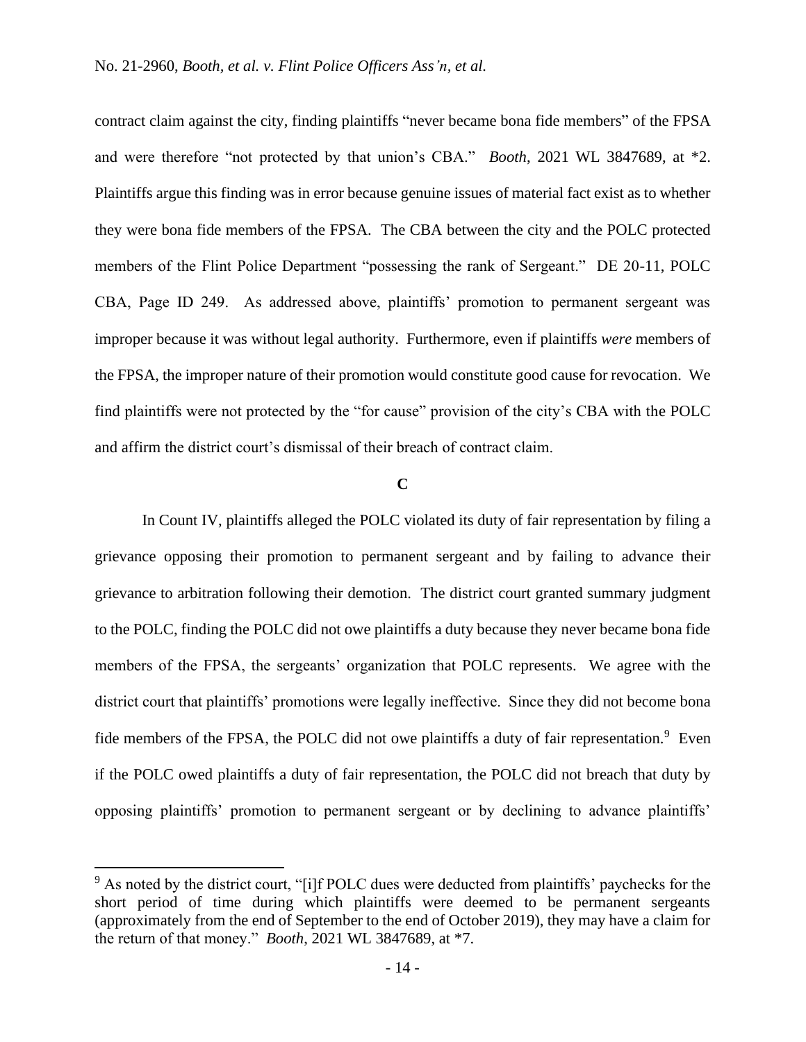contract claim against the city, finding plaintiffs "never became bona fide members" of the FPSA and were therefore "not protected by that union's CBA." *Booth*, 2021 WL 3847689, at *2. Plaintiffs argue this finding was in error because genuine issues of material fact exist as to whether they were bona fide members of the FPSA. The CBA between the city and the POLC protected members of the Flint Police Department "possessing the rank of Sergeant." DE 20-11, POLC CBA, Page ID 249. As addressed above, plaintiffs' promotion to permanent sergeant was improper because it was without legal authority. Furthermore, even if plaintiffs *were* members of the FPSA, the improper nature of their promotion would constitute good cause for revocation. We find plaintiffs were not protected by the "for cause" provision of the city's CBA with the POLC and affirm the district court's dismissal of their breach of contract claim.

### C

In Count IV, plaintiffs alleged the POLC violated its duty of fair representation by filing a grievance opposing their promotion to permanent sergeant and by failing to advance their grievance to arbitration following their demotion. The district court granted summary judgment to the POLC, finding the POLC did not owe plaintiffs a duty because they never became bona fide members of the FPSA, the sergeants' organization that POLC represents. We agree with the district court that plaintiffs' promotions were legally ineffective. Since they did not become bona fide members of the FPSA, the POLC did not owe plaintiffs a duty of fair representation.[9] Even if the POLC owed plaintiffs a duty of fair representation, the POLC did not breach that duty by opposing plaintiffs' promotion to permanent sergeant or by declining to advance plaintiffs'

---

[9] As noted by the district court, "[i]f POLC dues were deducted from plaintiffs' paychecks for the short period of time during which plaintiffs were deemed to be permanent sergeants (approximately from the end of September to the end of October 2019), they may have a claim for the return of that money." *Booth*, 2021 WL 3847689, at *7.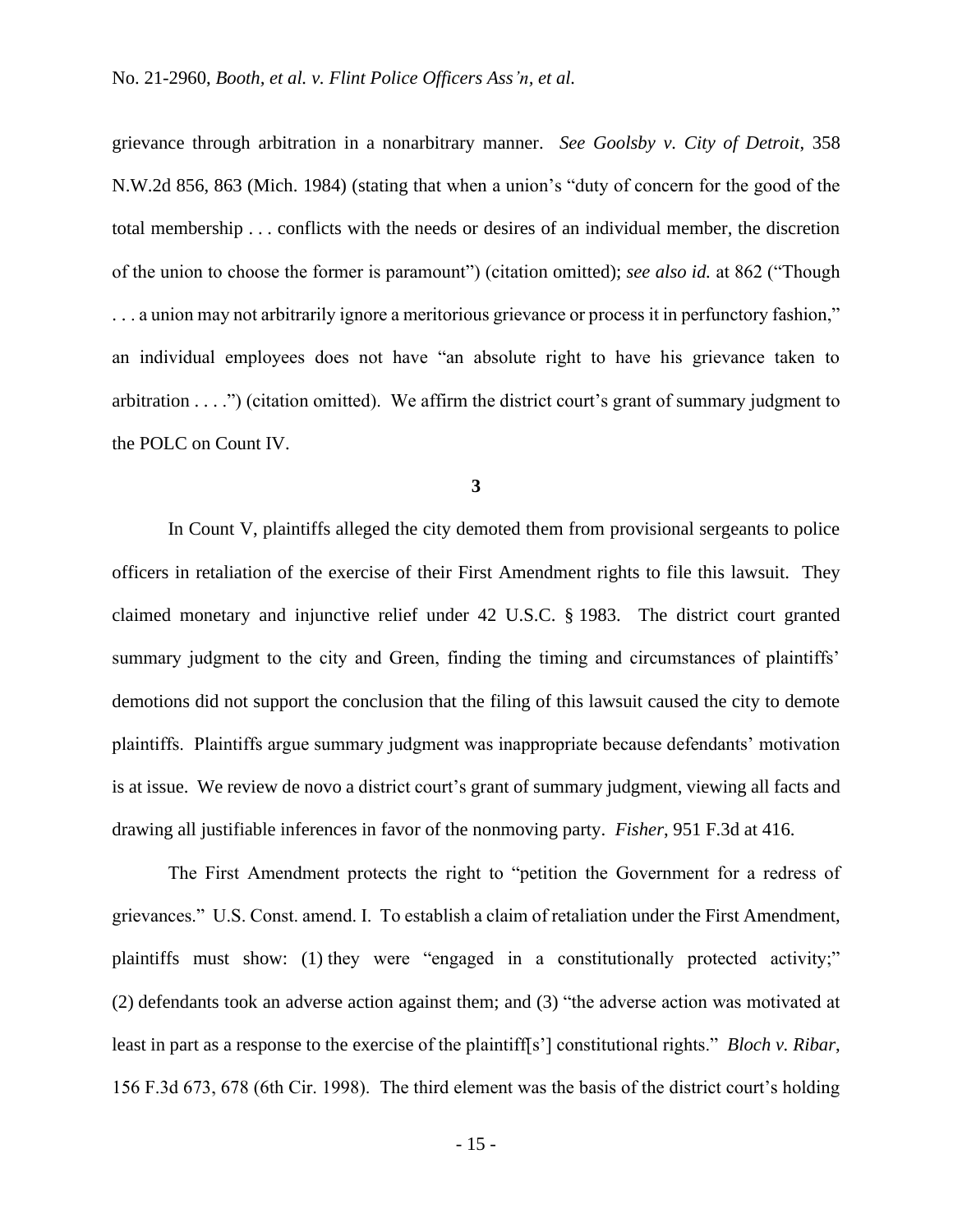grievance through arbitration in a nonarbitrary manner. *See Goolsby v. City of Detroit*, 358 N.W.2d 856, 863 (Mich. 1984) (stating that when a union's "duty of concern for the good of the total membership . . . conflicts with the needs or desires of an individual member, the discretion of the union to choose the former is paramount") (citation omitted); *see also id.* at 862 ("Though . . . a union may not arbitrarily ignore a meritorious grievance or process it in perfunctory fashion," an individual employees does not have "an absolute right to have his grievance taken to arbitration . . . .") (citation omitted). We affirm the district court's grant of summary judgment to the POLC on Count IV.

**3**

In Count V, plaintiffs alleged the city demoted them from provisional sergeants to police officers in retaliation of the exercise of their First Amendment rights to file this lawsuit. They claimed monetary and injunctive relief under 42 U.S.C. § 1983. The district court granted summary judgment to the city and Green, finding the timing and circumstances of plaintiffs' demotions did not support the conclusion that the filing of this lawsuit caused the city to demote plaintiffs. Plaintiffs argue summary judgment was inappropriate because defendants' motivation is at issue. We review de novo a district court's grant of summary judgment, viewing all facts and drawing all justifiable inferences in favor of the nonmoving party. *Fisher*, 951 F.3d at 416.

The First Amendment protects the right to "petition the Government for a redress of grievances." U.S. Const. amend. I. To establish a claim of retaliation under the First Amendment, plaintiffs must show: (1) they were "engaged in a constitutionally protected activity;" (2) defendants took an adverse action against them; and (3) "the adverse action was motivated at least in part as a response to the exercise of the plaintiff[s'] constitutional rights." *Bloch v. Ribar*, 156 F.3d 673, 678 (6th Cir. 1998). The third element was the basis of the district court's holding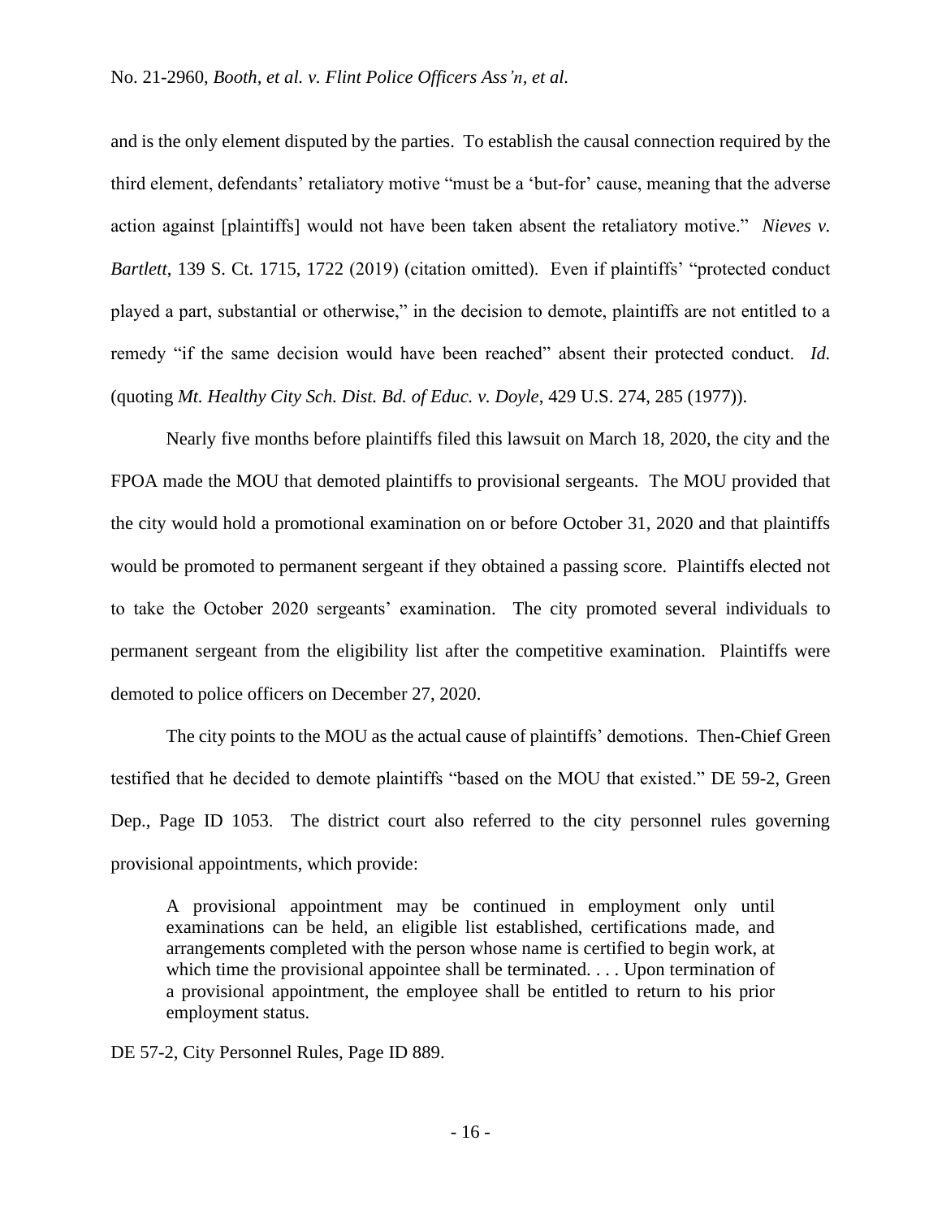and is the only element disputed by the parties. To establish the causal connection required by the third element, defendants' retaliatory motive "must be a 'but-for' cause, meaning that the adverse action against [plaintiffs] would not have been taken absent the retaliatory motive." *Nieves v. Bartlett*, 139 S. Ct. 1715, 1722 (2019) (citation omitted). Even if plaintiffs' "protected conduct played a part, substantial or otherwise," in the decision to demote, plaintiffs are not entitled to a remedy "if the same decision would have been reached" absent their protected conduct. *Id.* (quoting *Mt. Healthy City Sch. Dist. Bd. of Educ. v. Doyle*, 429 U.S. 274, 285 (1977)).

Nearly five months before plaintiffs filed this lawsuit on March 18, 2020, the city and the FPOA made the MOU that demoted plaintiffs to provisional sergeants. The MOU provided that the city would hold a promotional examination on or before October 31, 2020 and that plaintiffs would be promoted to permanent sergeant if they obtained a passing score. Plaintiffs elected not to take the October 2020 sergeants' examination. The city promoted several individuals to permanent sergeant from the eligibility list after the competitive examination. Plaintiffs were demoted to police officers on December 27, 2020.

The city points to the MOU as the actual cause of plaintiffs' demotions. Then-Chief Green testified that he decided to demote plaintiffs "based on the MOU that existed." DE 59-2, Green Dep., Page ID 1053. The district court also referred to the city personnel rules governing provisional appointments, which provide:

> A provisional appointment may be continued in employment only until examinations can be held, an eligible list established, certifications made, and arrangements completed with the person whose name is certified to begin work, at which time the provisional appointee shall be terminated. . . . Upon termination of a provisional appointment, the employee shall be entitled to return to his prior employment status.

DE 57-2, City Personnel Rules, Page ID 889.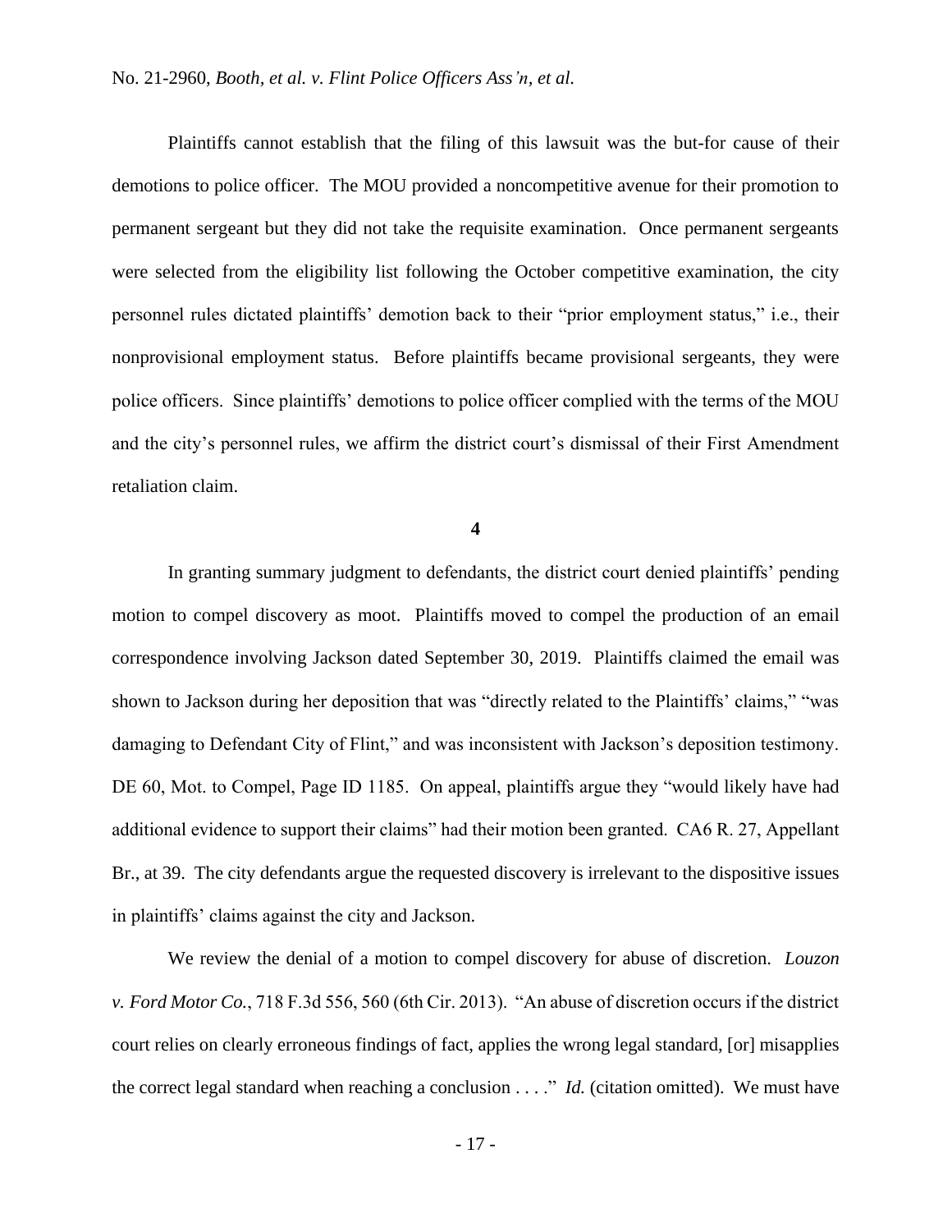Plaintiffs cannot establish that the filing of this lawsuit was the but-for cause of their demotions to police officer. The MOU provided a noncompetitive avenue for their promotion to permanent sergeant but they did not take the requisite examination. Once permanent sergeants were selected from the eligibility list following the October competitive examination, the city personnel rules dictated plaintiffs' demotion back to their "prior employment status," i.e., their nonprovisional employment status. Before plaintiffs became provisional sergeants, they were police officers. Since plaintiffs' demotions to police officer complied with the terms of the MOU and the city's personnel rules, we affirm the district court's dismissal of their First Amendment retaliation claim.

**4**

In granting summary judgment to defendants, the district court denied plaintiffs' pending motion to compel discovery as moot. Plaintiffs moved to compel the production of an email correspondence involving Jackson dated September 30, 2019. Plaintiffs claimed the email was shown to Jackson during her deposition that was "directly related to the Plaintiffs' claims," "was damaging to Defendant City of Flint," and was inconsistent with Jackson's deposition testimony. DE 60, Mot. to Compel, Page ID 1185. On appeal, plaintiffs argue they "would likely have had additional evidence to support their claims" had their motion been granted. CA6 R. 27, Appellant Br., at 39. The city defendants argue the requested discovery is irrelevant to the dispositive issues in plaintiffs' claims against the city and Jackson.

We review the denial of a motion to compel discovery for abuse of discretion. *Louzon v. Ford Motor Co.*, 718 F.3d 556, 560 (6th Cir. 2013). "An abuse of discretion occurs if the district court relies on clearly erroneous findings of fact, applies the wrong legal standard, [or] misapplies the correct legal standard when reaching a conclusion . . . ." *Id.* (citation omitted). We must have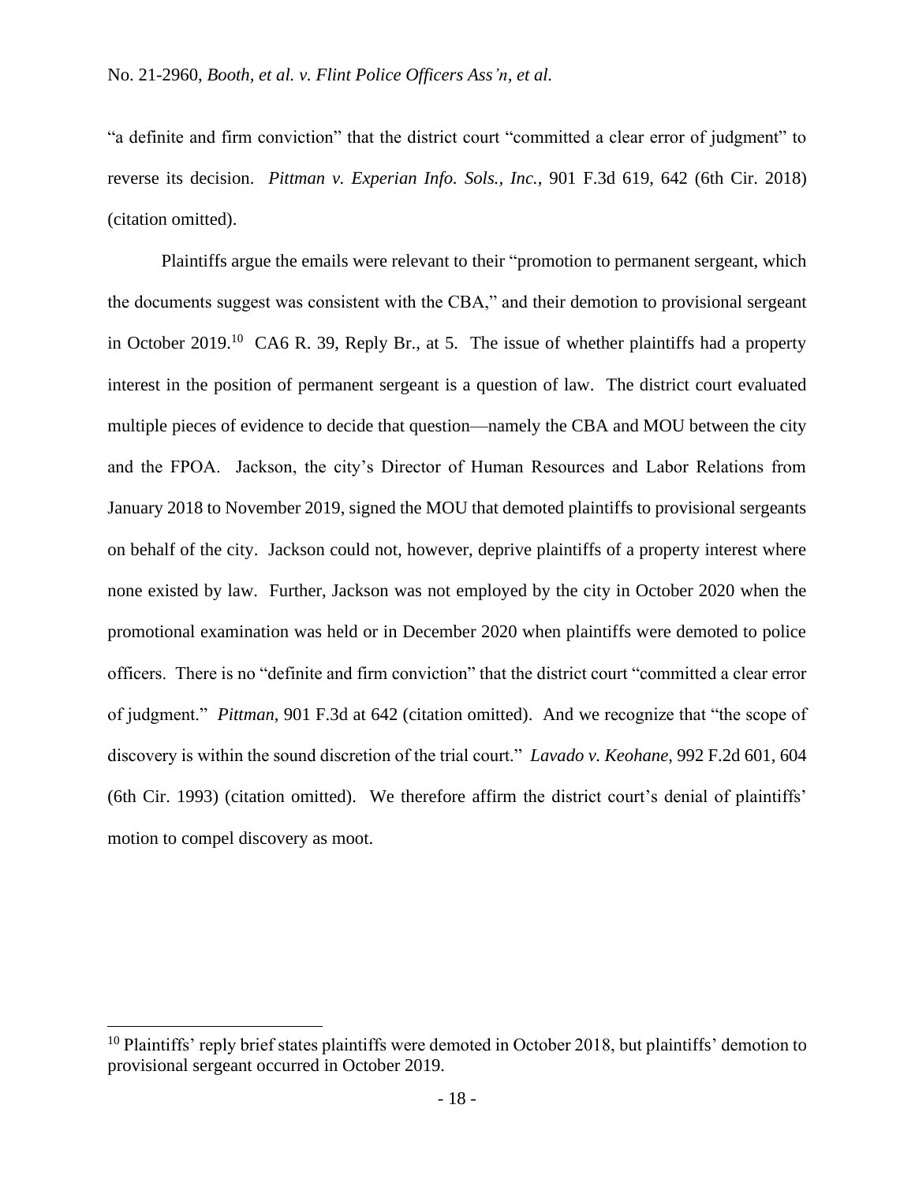"a definite and firm conviction" that the district court "committed a clear error of judgment" to reverse its decision. *Pittman v. Experian Info. Sols., Inc.*, 901 F.3d 619, 642 (6th Cir. 2018) (citation omitted).

Plaintiffs argue the emails were relevant to their "promotion to permanent sergeant, which the documents suggest was consistent with the CBA," and their demotion to provisional sergeant in October 2019.[10] CA6 R. 39, Reply Br., at 5. The issue of whether plaintiffs had a property interest in the position of permanent sergeant is a question of law. The district court evaluated multiple pieces of evidence to decide that question—namely the CBA and MOU between the city and the FPOA. Jackson, the city's Director of Human Resources and Labor Relations from January 2018 to November 2019, signed the MOU that demoted plaintiffs to provisional sergeants on behalf of the city. Jackson could not, however, deprive plaintiffs of a property interest where none existed by law. Further, Jackson was not employed by the city in October 2020 when the promotional examination was held or in December 2020 when plaintiffs were demoted to police officers. There is no "definite and firm conviction" that the district court "committed a clear error of judgment." *Pittman*, 901 F.3d at 642 (citation omitted). And we recognize that "the scope of discovery is within the sound discretion of the trial court." *Lavado v. Keohane*, 992 F.2d 601, 604 (6th Cir. 1993) (citation omitted). We therefore affirm the district court's denial of plaintiffs' motion to compel discovery as moot.

---

[10] Plaintiffs' reply brief states plaintiffs were demoted in October 2018, but plaintiffs' demotion to provisional sergeant occurred in October 2019.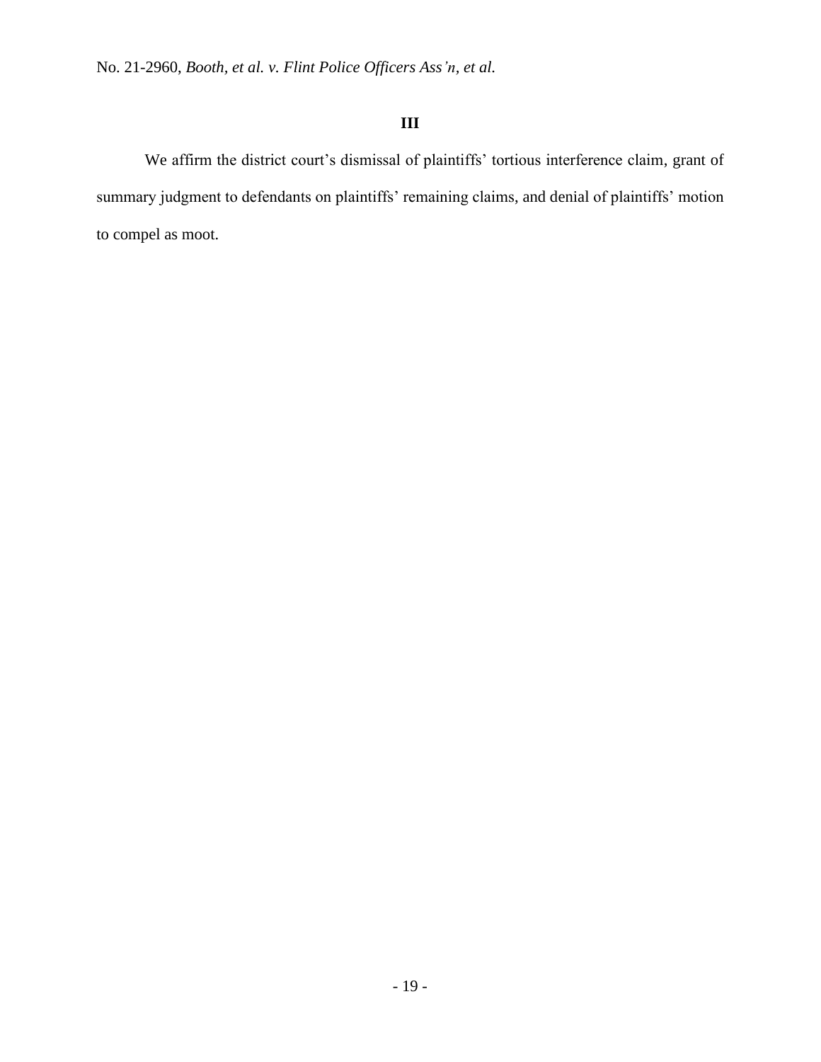## III

We affirm the district court's dismissal of plaintiffs' tortious interference claim, grant of summary judgment to defendants on plaintiffs' remaining claims, and denial of plaintiffs' motion to compel as moot.